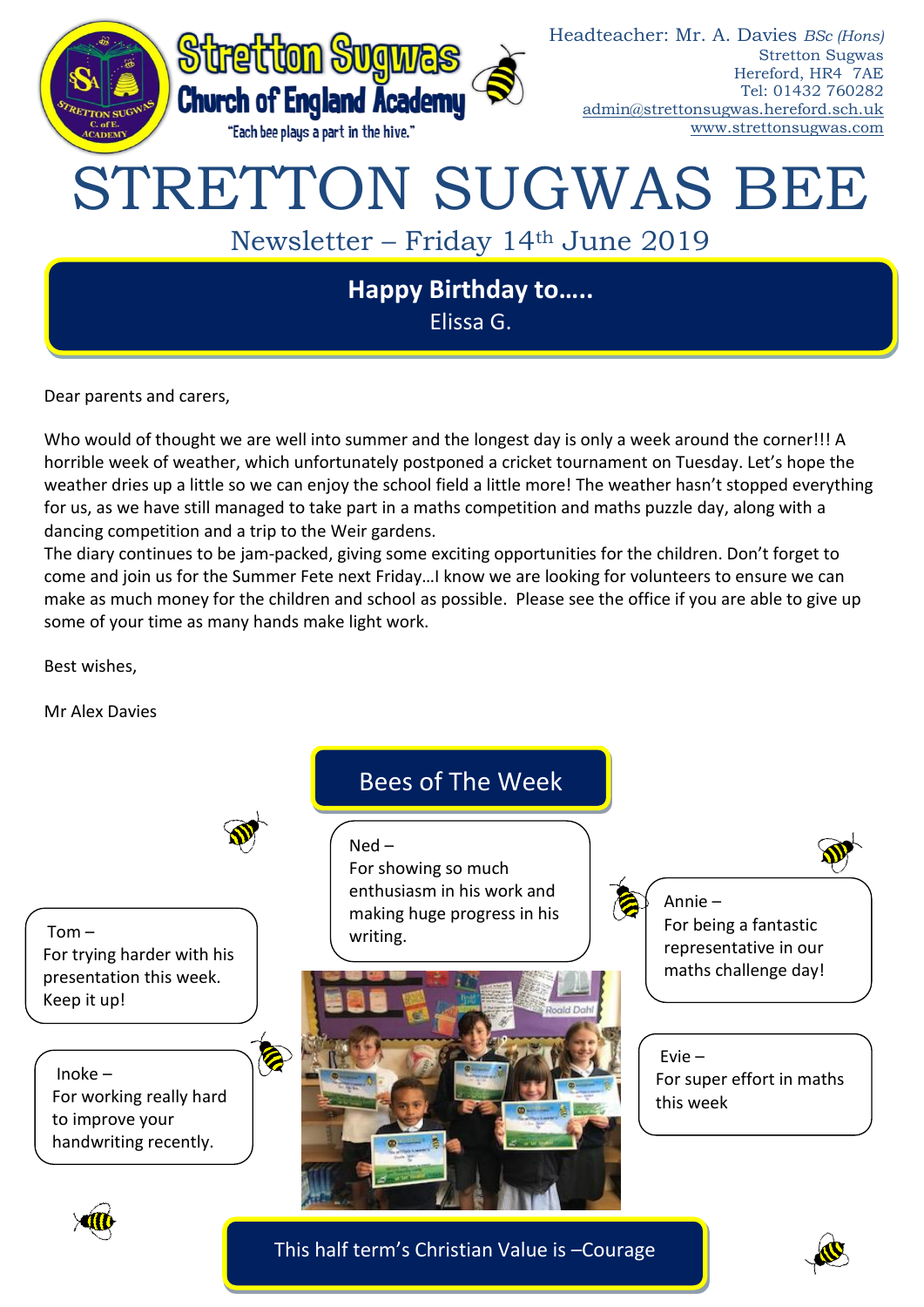Stretton Sugwas Church of England Academy

"Each bee plays a part in the hive."

Headteacher: Mr. A. Davies *BSc (Hons)*
Stretton Sugwas
Hereford, HR4 7AE
Tel: 01432 760282
admin@strettonsugwas.hereford.sch.uk
www.strettonsugwas.com

# STRETTON SUGWAS BEE

## Newsletter – Friday 14th June 2019

**Happy Birthday to…..**
Elissa G.

Dear parents and carers,

Who would of thought we are well into summer and the longest day is only a week around the corner!!! A horrible week of weather, which unfortunately postponed a cricket tournament on Tuesday. Let's hope the weather dries up a little so we can enjoy the school field a little more! The weather hasn't stopped everything for us, as we have still managed to take part in a maths competition and maths puzzle day, along with a dancing competition and a trip to the Weir gardens.

The diary continues to be jam-packed, giving some exciting opportunities for the children. Don't forget to come and join us for the Summer Fete next Friday…I know we are looking for volunteers to ensure we can make as much money for the children and school as possible. Please see the office if you are able to give up some of your time as many hands make light work.

Best wishes,

Mr Alex Davies

## Bees of The Week

Ned – For showing so much enthusiasm in his work and making huge progress in his writing.

Tom – For trying harder with his presentation this week. Keep it up!

Annie – For being a fantastic representative in our maths challenge day!

Inoke – For working really hard to improve your handwriting recently.

Evie – For super effort in maths this week

This half term's Christian Value is –Courage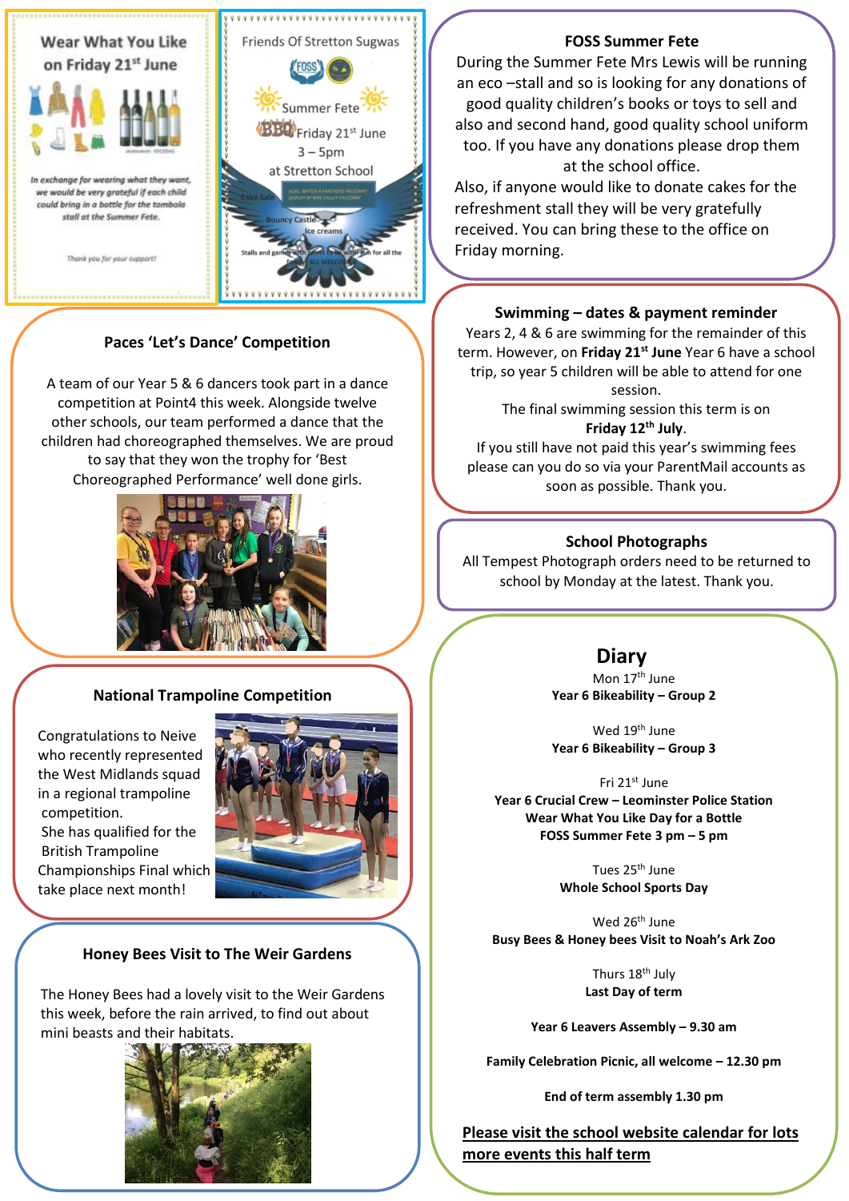## Wear What You Like on Friday 21st June

In exchange for wearing what they want, we would be very grateful if each child could bring in a bottle for the tombola stall at the Summer Fete.

Thank you for your support!

## Friends Of Stretton Sugwas

Summer Fete

BBQ Friday 21st June

3 – 5pm

at Stretton School

Cake Sale

Bouncy Castle

Ice creams

Stalls and games with prizes to be won! Fun for all the family! ALL WELCOME

## FOSS Summer Fete

During the Summer Fete Mrs Lewis will be running an eco –stall and so is looking for any donations of good quality children's books or toys to sell and also and second hand, good quality school uniform too. If you have any donations please drop them at the school office.

Also, if anyone would like to donate cakes for the refreshment stall they will be very gratefully received. You can bring these to the office on Friday morning.

## Paces 'Let's Dance' Competition

A team of our Year 5 & 6 dancers took part in a dance competition at Point4 this week. Alongside twelve other schools, our team performed a dance that the children had choreographed themselves. We are proud to say that they won the trophy for 'Best Choreographed Performance' well done girls.

## Swimming – dates & payment reminder

Years 2, 4 & 6 are swimming for the remainder of this term. However, on **Friday 21st June** Year 6 have a school trip, so year 5 children will be able to attend for one session.

The final swimming session this term is on **Friday 12th July**.

If you still have not paid this year's swimming fees please can you do so via your ParentMail accounts as soon as possible. Thank you.

## School Photographs

All Tempest Photograph orders need to be returned to school by Monday at the latest. Thank you.

## National Trampoline Competition

Congratulations to Neive who recently represented the West Midlands squad in a regional trampoline competition. She has qualified for the British Trampoline Championships Final which take place next month!

## Honey Bees Visit to The Weir Gardens

The Honey Bees had a lovely visit to the Weir Gardens this week, before the rain arrived, to find out about mini beasts and their habitats.

## Diary

Mon 17th June
**Year 6 Bikeability – Group 2**

Wed 19th June
**Year 6 Bikeability – Group 3**

Fri 21st June
**Year 6 Crucial Crew – Leominster Police Station**
**Wear What You Like Day for a Bottle**
**FOSS Summer Fete 3 pm – 5 pm**

Tues 25th June
**Whole School Sports Day**

Wed 26th June
**Busy Bees & Honey bees Visit to Noah's Ark Zoo**

Thurs 18th July
**Last Day of term**

**Year 6 Leavers Assembly – 9.30 am**

**Family Celebration Picnic, all welcome – 12.30 pm**

**End of term assembly 1.30 pm**

**Please visit the school website calendar for lots more events this half term**